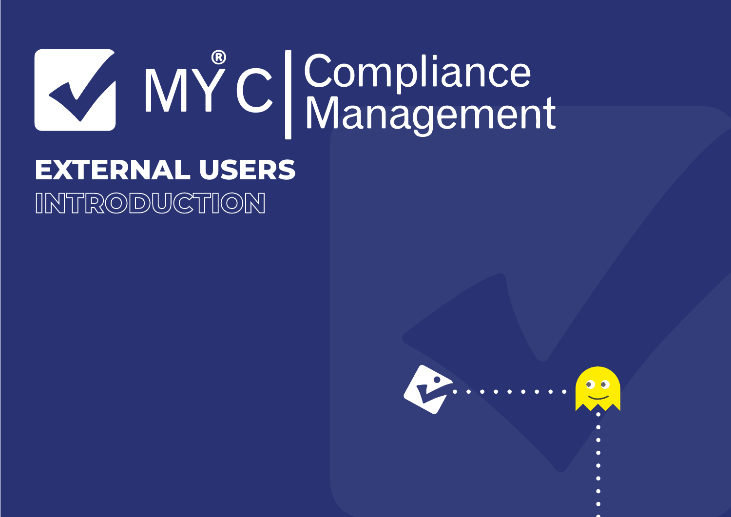# MY®C | Compliance Management

## EXTERNAL USERS

## INTRODUCTION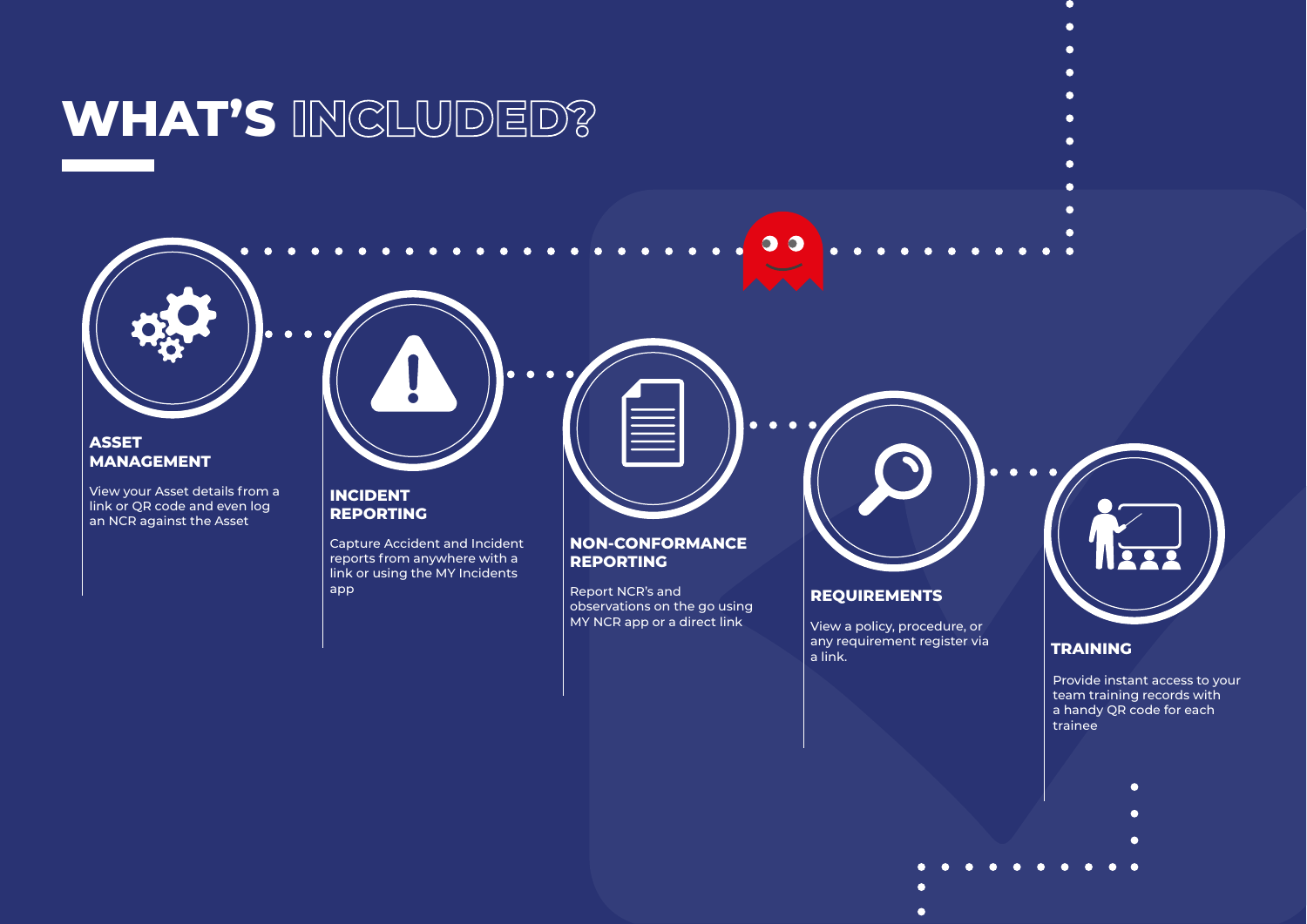# WHAT'S INCLUDED?

### ASSET MANAGEMENT

View your Asset details from a link or QR code and even log an NCR against the Asset

### INCIDENT REPORTING

Capture Accident and Incident reports from anywhere with a link or using the MY Incidents app

### NON-CONFORMANCE REPORTING

Report NCR's and observations on the go using MY NCR app or a direct link

### REQUIREMENTS

View a policy, procedure, or any requirement register via a link.

### TRAINING

Provide instant access to your team training records with a handy QR code for each trainee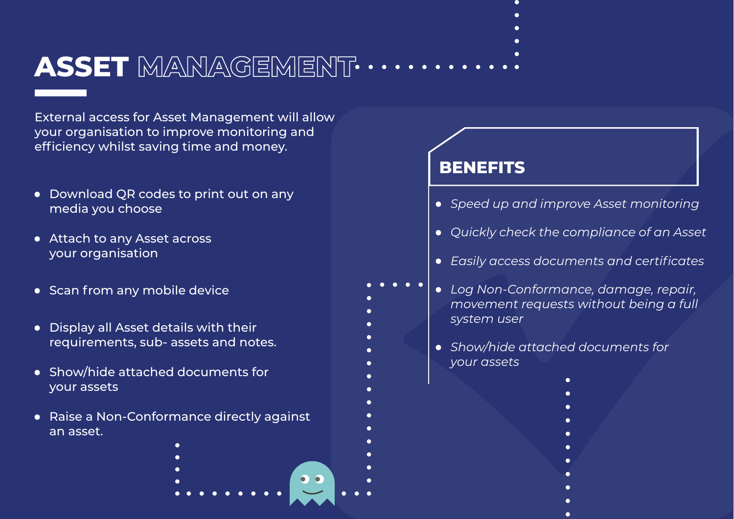# ASSET MANAGEMENT

External access for Asset Management will allow your organisation to improve monitoring and efficiency whilst saving time and money.

- Download QR codes to print out on any media you choose
- Attach to any Asset across your organisation
- Scan from any mobile device
- Display all Asset details with their requirements, sub- assets and notes.
- Show/hide attached documents for your assets
- Raise a Non-Conformance directly against an asset.

## BENEFITS

- *Speed up and improve Asset monitoring*
- *Quickly check the compliance of an Asset*
- *Easily access documents and certificates*
- *Log Non-Conformance, damage, repair, movement requests without being a full system user*
- *Show/hide attached documents for your assets*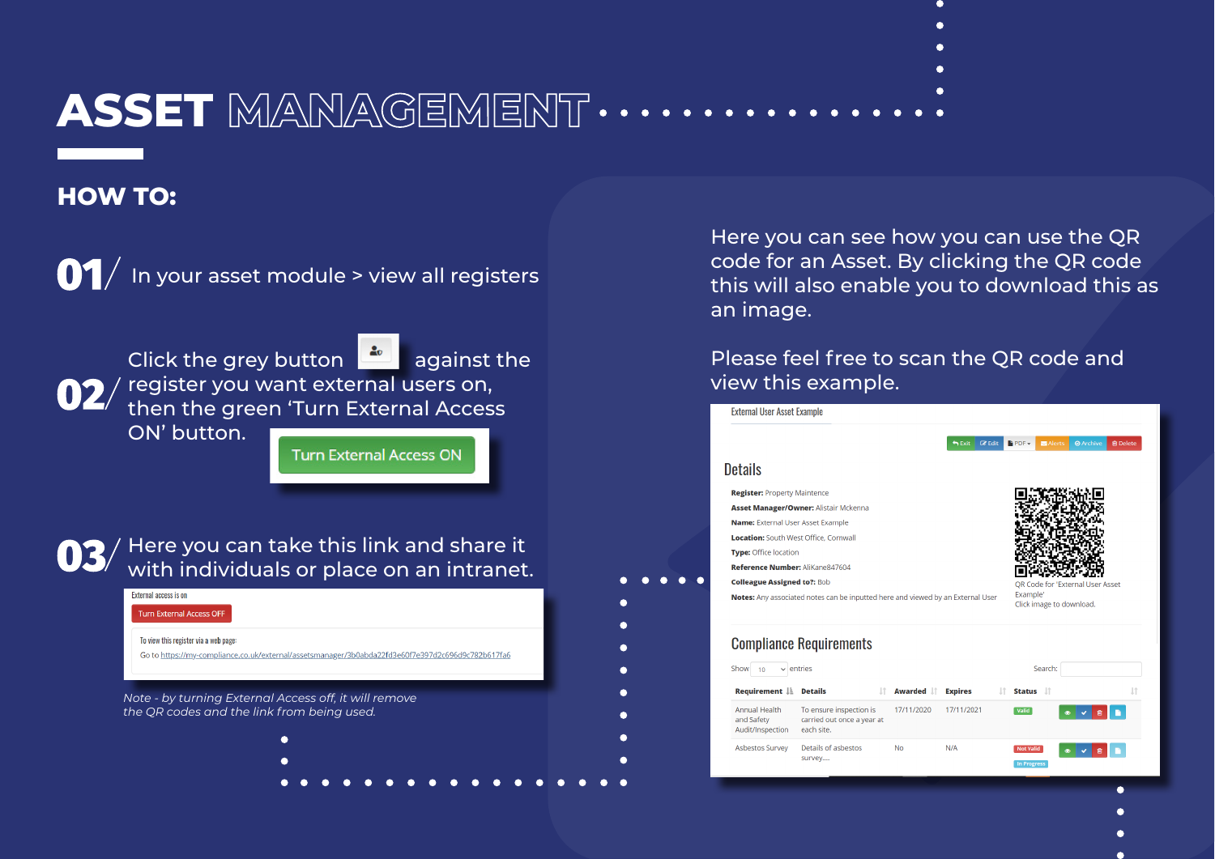# ASSET MANAGEMENT

## HOW TO:

**01/** In your asset module > view all registers

**02/** Click the grey button against the register you want external users on, then the green 'Turn External Access ON' button.

Turn External Access ON

**03/** Here you can take this link and share it with individuals or place on an intranet.

External access is on

Turn External Access OFF

To view this register via a web page:

Go to https://my-compliance.co.uk/external/assetsmanager/3b0abda22fd3e60f7e397d2c696d9c782b617fa6

*Note - by turning External Access off, it will remove the QR codes and the link from being used.*

Here you can see how you can use the QR code for an Asset. By clicking the QR code this will also enable you to download this as an image.

Please feel free to scan the QR code and view this example.

External User Asset Example

Exit | Edit | PDF | Alerts | Archive | Delete

### Details

**Register:** Property Maintence

**Asset Manager/Owner:** Alistair Mckenna

**Name:** External User Asset Example

**Location:** South West Office, Cornwall

**Type:** Office location

**Reference Number:** AliKane847604

**Colleague Assigned to?:** Bob

**Notes:** Any associated notes can be inputted here and viewed by an External User

QR Code for 'External User Asset Example'
Click image to download.

### Compliance Requirements

Show 10 entries Search:

| Requirement | Details | Awarded | Expires | Status | |
|---|---|---|---|---|---|
| Annual Health and Safety Audit/Inspection | To ensure inspection is carried out once a year at each site. | 17/11/2020 | 17/11/2021 | Valid | |
| Asbestos Survey | Details of asbestos survey.... | No | N/A | Not Valid In Progress | |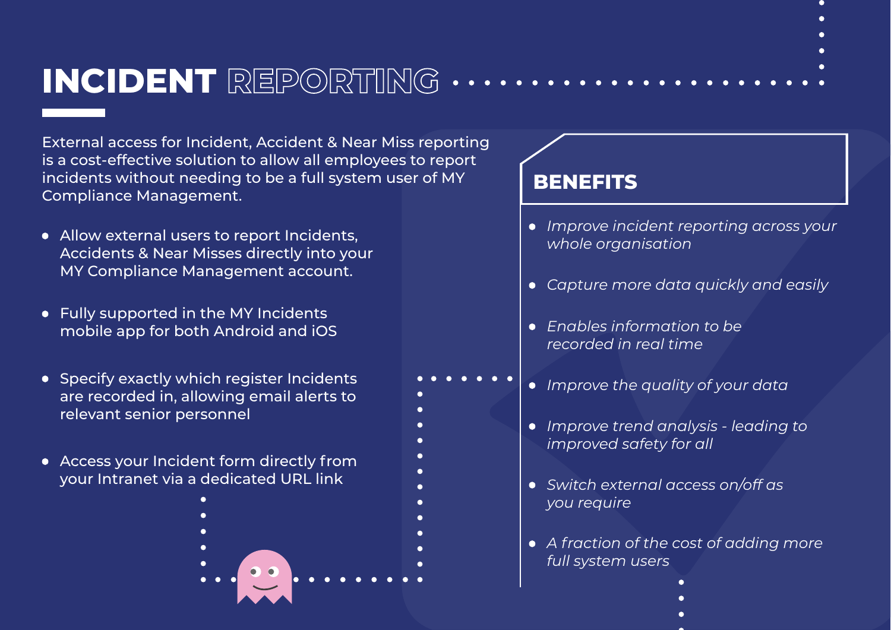# INCIDENT REPORTING

External access for Incident, Accident & Near Miss reporting is a cost-effective solution to allow all employees to report incidents without needing to be a full system user of MY Compliance Management.

- Allow external users to report Incidents, Accidents & Near Misses directly into your MY Compliance Management account.
- Fully supported in the MY Incidents mobile app for both Android and iOS
- Specify exactly which register Incidents are recorded in, allowing email alerts to relevant senior personnel
- Access your Incident form directly from your Intranet via a dedicated URL link

## BENEFITS

- *Improve incident reporting across your whole organisation*
- *Capture more data quickly and easily*
- *Enables information to be recorded in real time*
- *Improve the quality of your data*
- *Improve trend analysis - leading to improved safety for all*
- *Switch external access on/off as you require*
- *A fraction of the cost of adding more full system users*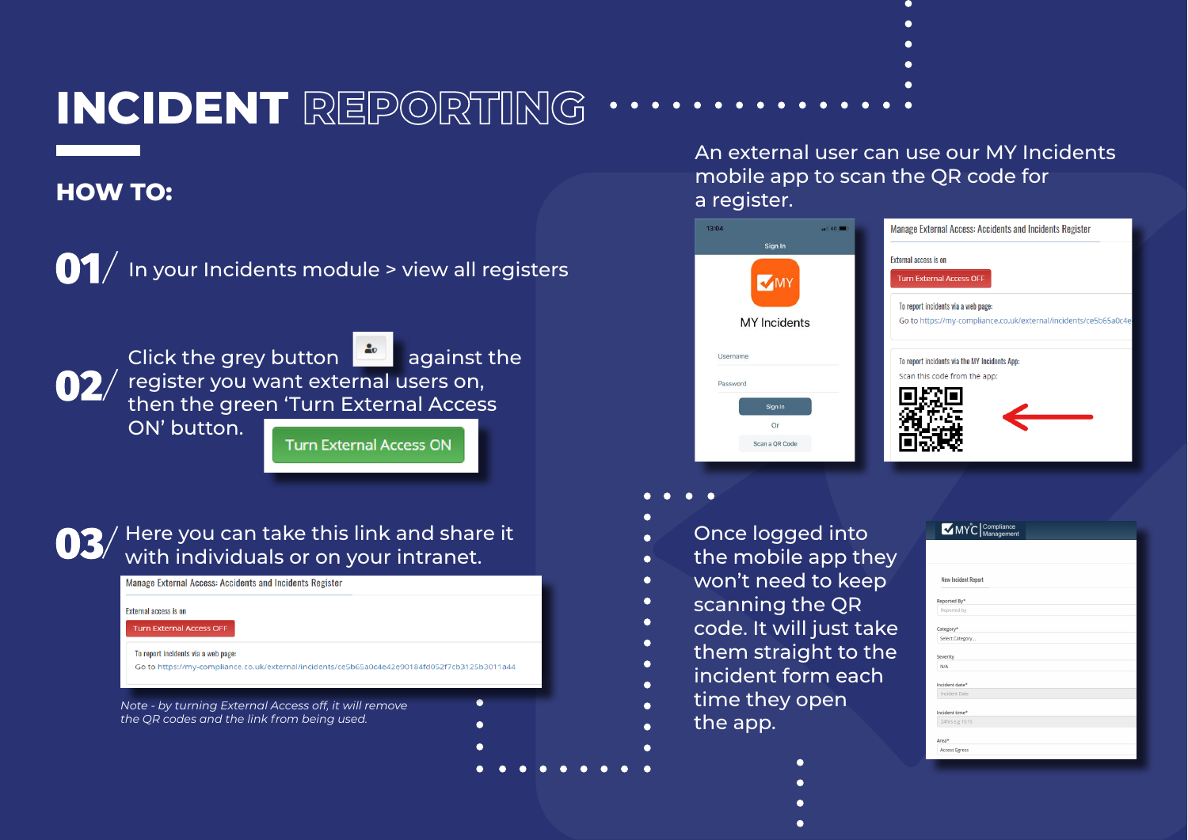# INCIDENT REPORTING

## HOW TO:

**01/** In your Incidents module > view all registers

**02/** Click the grey button against the register you want external users on, then the green 'Turn External Access ON' button.

Turn External Access ON

**03/** Here you can take this link and share it with individuals or on your intranet.

Manage External Access: Accidents and Incidents Register

External access is on

Turn External Access OFF

To report incidents via a web page:

Go to https://my-compliance.co.uk/external/incidents/ce5b65a0c4e42e90184fd052f7cb3125b3011a44

*Note - by turning External Access off, it will remove the QR codes and the link from being used.*

An external user can use our MY Incidents mobile app to scan the QR code for a register.

Sign In

MY Incidents

Username

Password

Sign In

Or

Scan a QR Code

Manage External Access: Accidents and Incidents Register

External access is on

Turn External Access OFF

To report incidents via a web page:

Go to https://my-compliance.co.uk/external/incidents/ce5b65a0c4e

To report incidents via the MY Incidents App:

Scan this code from the app:

Once logged into the mobile app they won't need to keep scanning the QR code. It will just take them straight to the incident form each time they open the app.

MYC Compliance Management

New Incident Report

Reported By*

Category*

Severity

Incident date*

Incident time*

Area*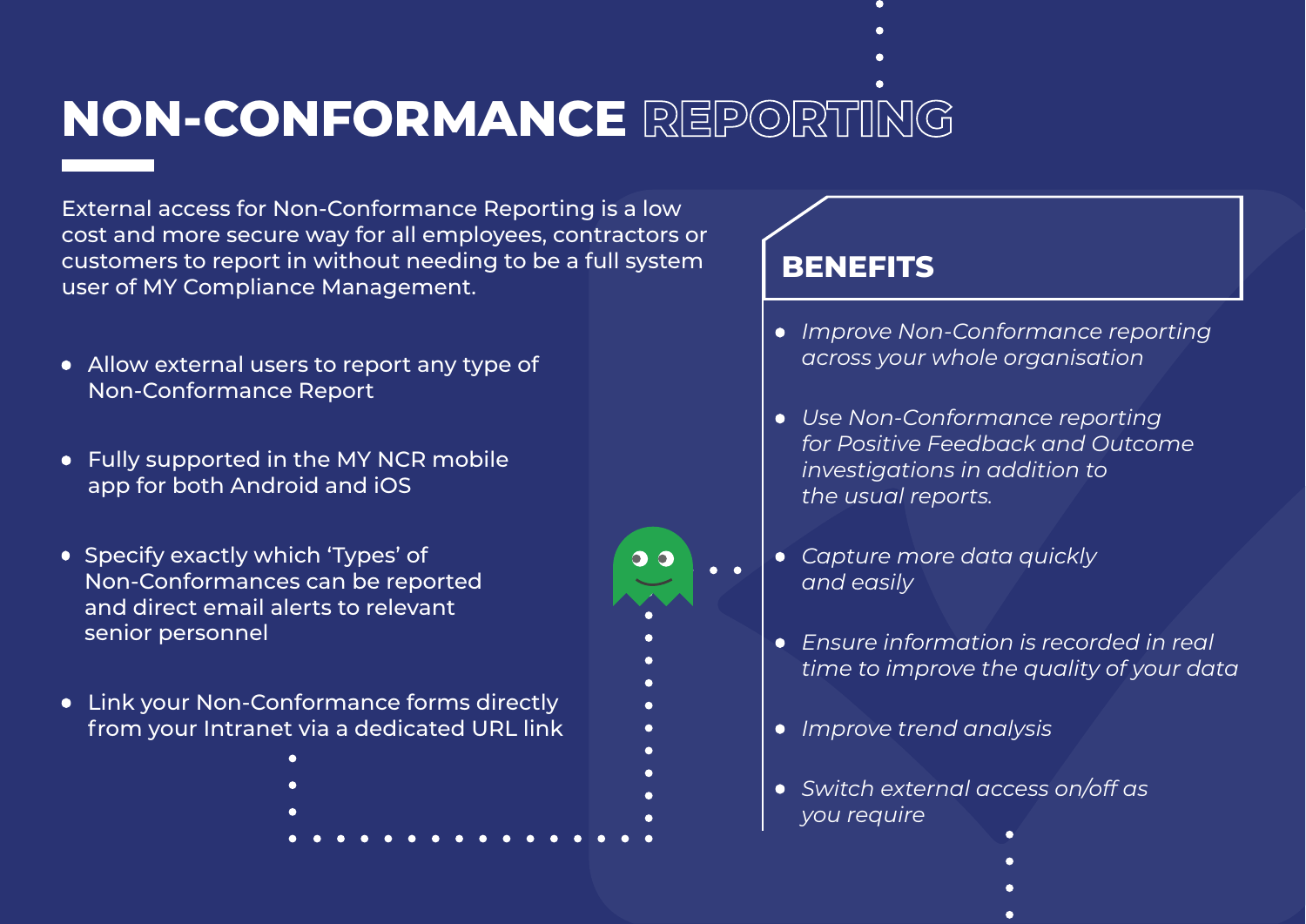# NON-CONFORMANCE REPORTING

External access for Non-Conformance Reporting is a low cost and more secure way for all employees, contractors or customers to report in without needing to be a full system user of MY Compliance Management.

- Allow external users to report any type of Non-Conformance Report
- Fully supported in the MY NCR mobile app for both Android and iOS
- Specify exactly which 'Types' of Non-Conformances can be reported and direct email alerts to relevant senior personnel
- Link your Non-Conformance forms directly from your Intranet via a dedicated URL link

## BENEFITS

- *Improve Non-Conformance reporting across your whole organisation*
- *Use Non-Conformance reporting for Positive Feedback and Outcome investigations in addition to the usual reports.*
- *Capture more data quickly and easily*
- *Ensure information is recorded in real time to improve the quality of your data*
- *Improve trend analysis*
- *Switch external access on/off as you require*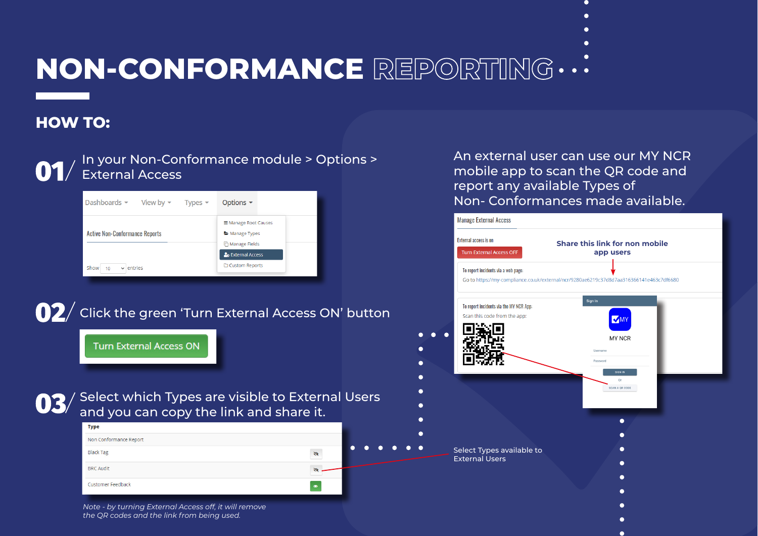# NON-CONFORMANCE REPORTING

## HOW TO:

**01/** In your Non-Conformance module > Options > External Access

**02/** Click the green 'Turn External Access ON' button

**03/** Select which Types are visible to External Users and you can copy the link and share it.

*Note - by turning External Access off, it will remove the QR codes and the link from being used.*

An external user can use our MY NCR mobile app to scan the QR code and report any available Types of Non- Conformances made available.

Share this link for non mobile app users

Select Types available to External Users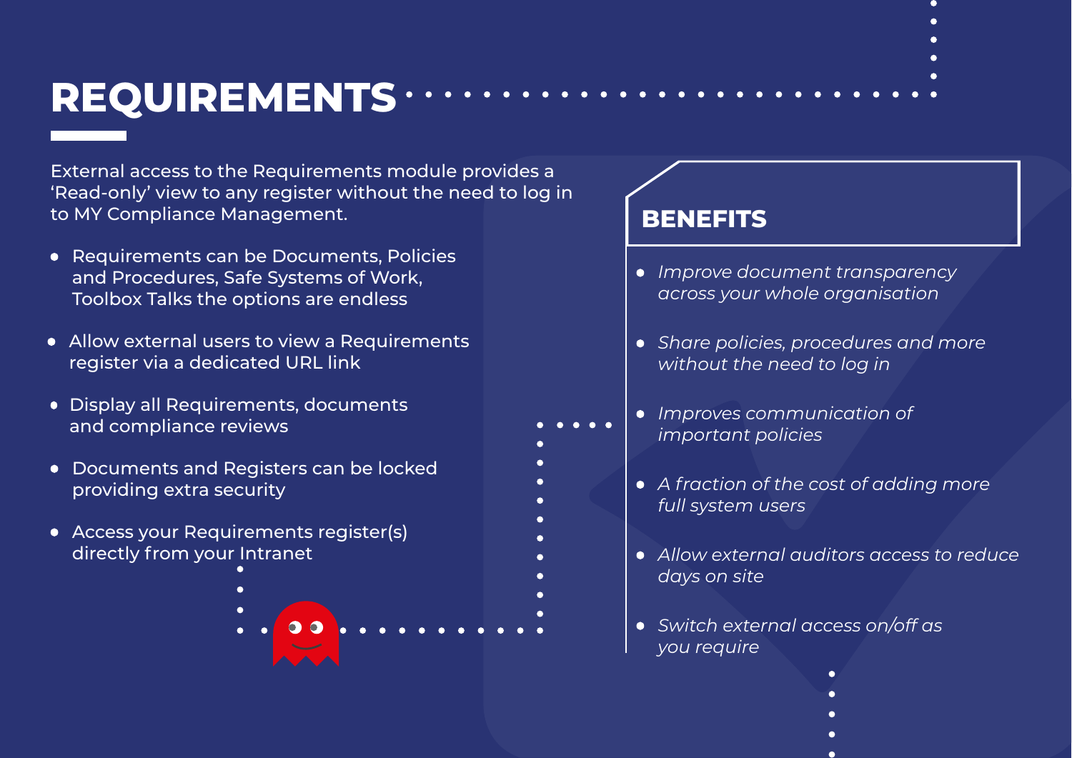# REQUIREMENTS

External access to the Requirements module provides a 'Read-only' view to any register without the need to log in to MY Compliance Management.

- Requirements can be Documents, Policies and Procedures, Safe Systems of Work, Toolbox Talks the options are endless
- Allow external users to view a Requirements register via a dedicated URL link
- Display all Requirements, documents and compliance reviews
- Documents and Registers can be locked providing extra security
- Access your Requirements register(s) directly from your Intranet

## BENEFITS

- *Improve document transparency across your whole organisation*
- *Share policies, procedures and more without the need to log in*
- *Improves communication of important policies*
- *A fraction of the cost of adding more full system users*
- *Allow external auditors access to reduce days on site*
- *Switch external access on/off as you require*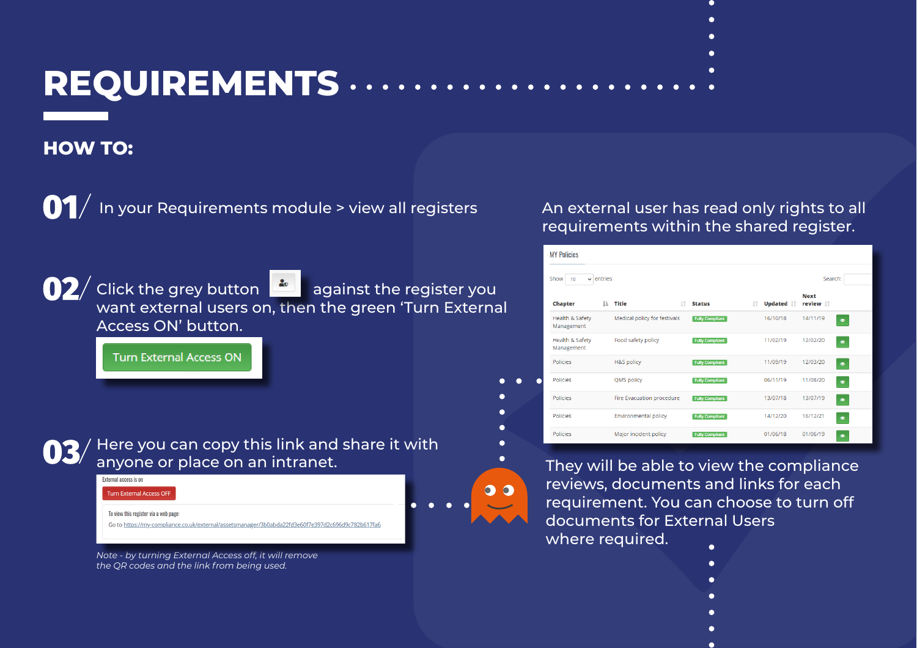# REQUIREMENTS

## HOW TO:

**01/** In your Requirements module > view all registers

**02/** Click the grey button against the register you want external users on, then the green 'Turn External Access ON' button.

Turn External Access ON

**03/** Here you can copy this link and share it with anyone or place on an intranet.

External access is on

Turn External Access OFF

To view this register via a web page:

Go to https://my-compliance.co.uk/external/assetsmanager/3b0abda22fd3e60f7e397d2c696d9c782b617fa6

*Note - by turning External Access off, it will remove the QR codes and the link from being used.*

An external user has read only rights to all requirements within the shared register.

MY Policies

Show 10 entries

Search:

| Chapter | Title | Status | Updated | Next review |
|---|---|---|---|---|
| Health & Safety Management | Medical policy for festivals | Fully Compliant | 16/10/18 | 14/11/19 |
| Health & Safety Management | Food safety policy | Fully Compliant | 11/02/19 | 12/02/20 |
| Policies | H&S policy | Fully Compliant | 11/09/19 | 12/03/20 |
| Policies | QMS policy | Fully Compliant | 06/11/19 | 11/08/20 |
| Policies | Fire Evacuation procedure | Fully Compliant | 13/07/18 | 13/07/19 |
| Policies | Environmental policy | Fully Compliant | 14/12/20 | 16/12/21 |
| Policies | Major incident policy | Fully Compliant | 01/06/18 | 01/06/19 |

They will be able to view the compliance reviews, documents and links for each requirement. You can choose to turn off documents for External Users where required.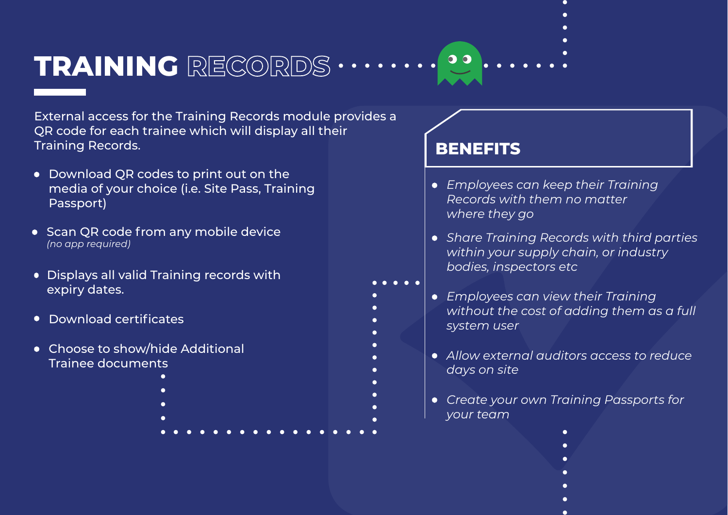# TRAINING RECORDS

External access for the Training Records module provides a QR code for each trainee which will display all their Training Records.

- Download QR codes to print out on the media of your choice (i.e. Site Pass, Training Passport)
- Scan QR code from any mobile device *(no app required)*
- Displays all valid Training records with expiry dates.
- Download certificates
- Choose to show/hide Additional Trainee documents

## BENEFITS

- *Employees can keep their Training Records with them no matter where they go*
- *Share Training Records with third parties within your supply chain, or industry bodies, inspectors etc*
- *Employees can view their Training without the cost of adding them as a full system user*
- *Allow external auditors access to reduce days on site*
- *Create your own Training Passports for your team*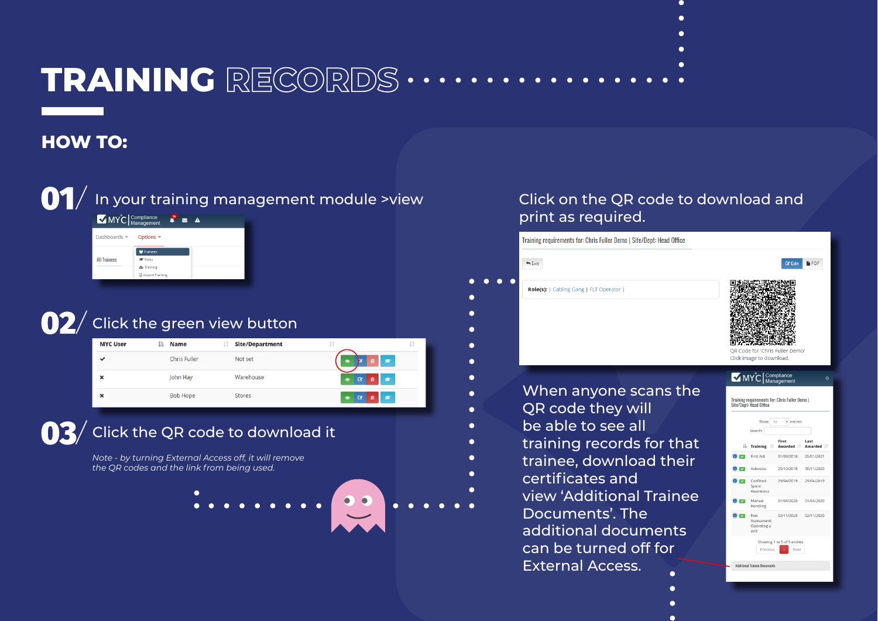# TRAINING RECORDS

## HOW TO:

**01/** In your training management module >view

**02/** Click the green view button

**03/** Click the QR code to download it

*Note - by turning External Access off, it will remove the QR codes and the link from being used.*

Click on the QR code to download and print as required.

When anyone scans the QR code they will be able to see all training records for that trainee, download their certificates and view 'Additional Trainee Documents'. The additional documents can be turned off for External Access.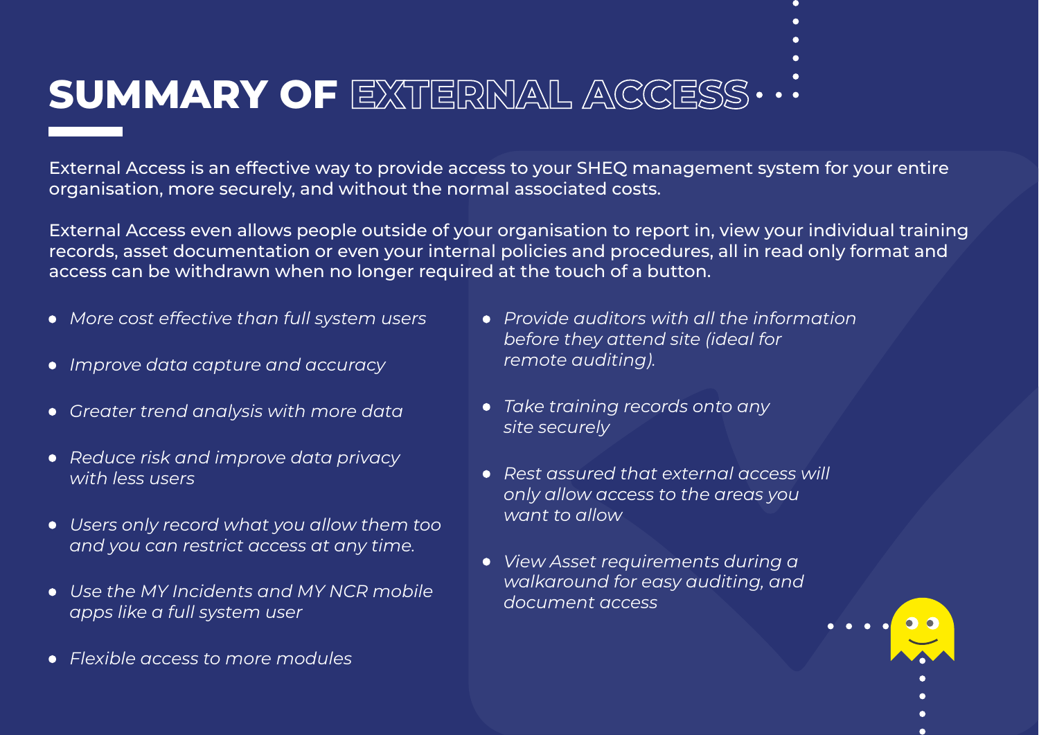# SUMMARY OF EXTERNAL ACCESS

External Access is an effective way to provide access to your SHEQ management system for your entire organisation, more securely, and without the normal associated costs.

External Access even allows people outside of your organisation to report in, view your individual training records, asset documentation or even your internal policies and procedures, all in read only format and access can be withdrawn when no longer required at the touch of a button.

- *More cost effective than full system users*
- *Improve data capture and accuracy*
- *Greater trend analysis with more data*
- *Reduce risk and improve data privacy with less users*
- *Users only record what you allow them too and you can restrict access at any time.*
- *Use the MY Incidents and MY NCR mobile apps like a full system user*
- *Flexible access to more modules*
- *Provide auditors with all the information before they attend site (ideal for remote auditing).*
- *Take training records onto any site securely*
- *Rest assured that external access will only allow access to the areas you want to allow*
- *View Asset requirements during a walkaround for easy auditing, and document access*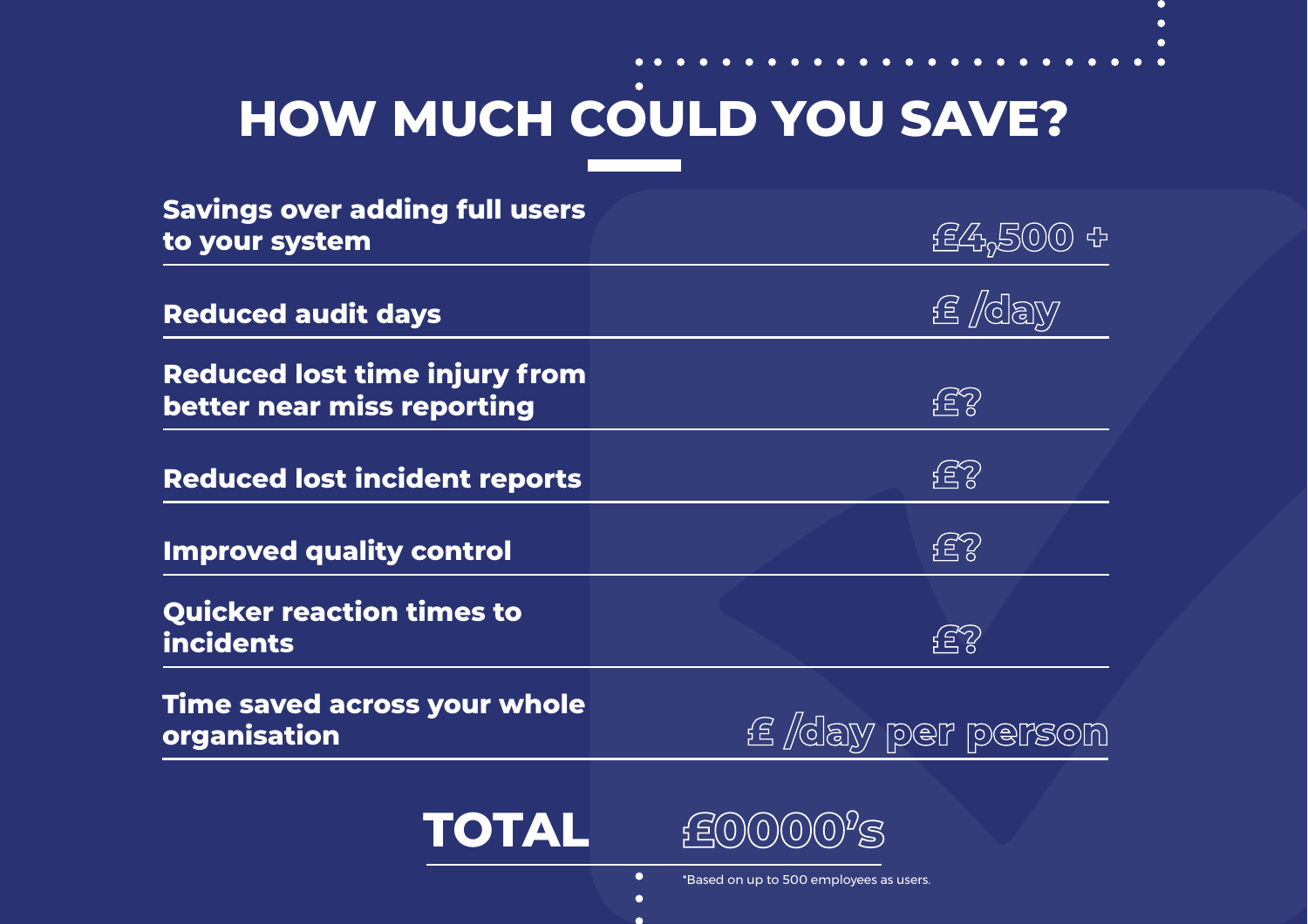# HOW MUCH COULD YOU SAVE?

| | |
|---|---|
| **Savings over adding full users to your system** | £4,500 + |
| **Reduced audit days** | £ /day |
| **Reduced lost time injury from better near miss reporting** | £? |
| **Reduced lost incident reports** | £? |
| **Improved quality control** | £? |
| **Quicker reaction times to incidents** | £? |
| **Time saved across your whole organisation** | £ /day per person |

**TOTAL** £0000's

*Based on up to 500 employees as users.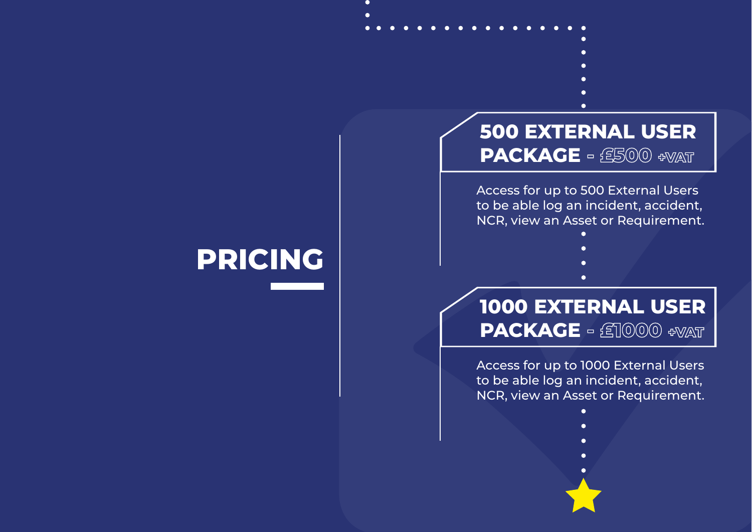# PRICING

## 500 EXTERNAL USER PACKAGE - £500 +VAT

Access for up to 500 External Users to be able log an incident, accident, NCR, view an Asset or Requirement.

## 1000 EXTERNAL USER PACKAGE - £1000 +VAT

Access for up to 1000 External Users to be able log an incident, accident, NCR, view an Asset or Requirement.